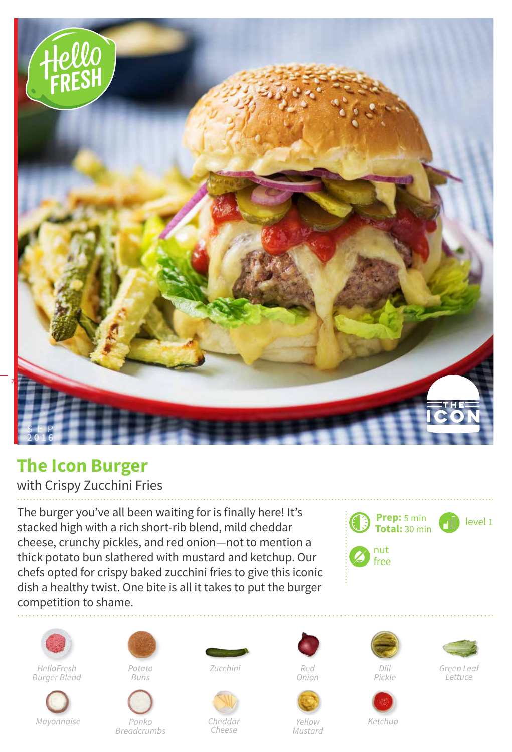# The Icon Burger

with Crispy Zucchini Fries

The burger you've all been waiting for is finally here! It's stacked high with a rich short-rib blend, mild cheddar cheese, crunchy pickles, and red onion—not to mention a thick potato bun slathered with mustard and ketchup. Our chefs opted for crispy baked zucchini fries to give this iconic dish a healthy twist. One bite is all it takes to put the burger competition to shame.

**Prep:** 5 min
**Total:** 30 min

level 1

nut free

*HelloFresh Burger Blend*

*Potato Buns*

*Zucchini*

*Red Onion*

*Dill Pickle*

*Green Leaf Lettuce*

*Mayonnaise*

*Panko Breadcrumbs*

*Cheddar Cheese*

*Yellow Mustard*

*Ketchup*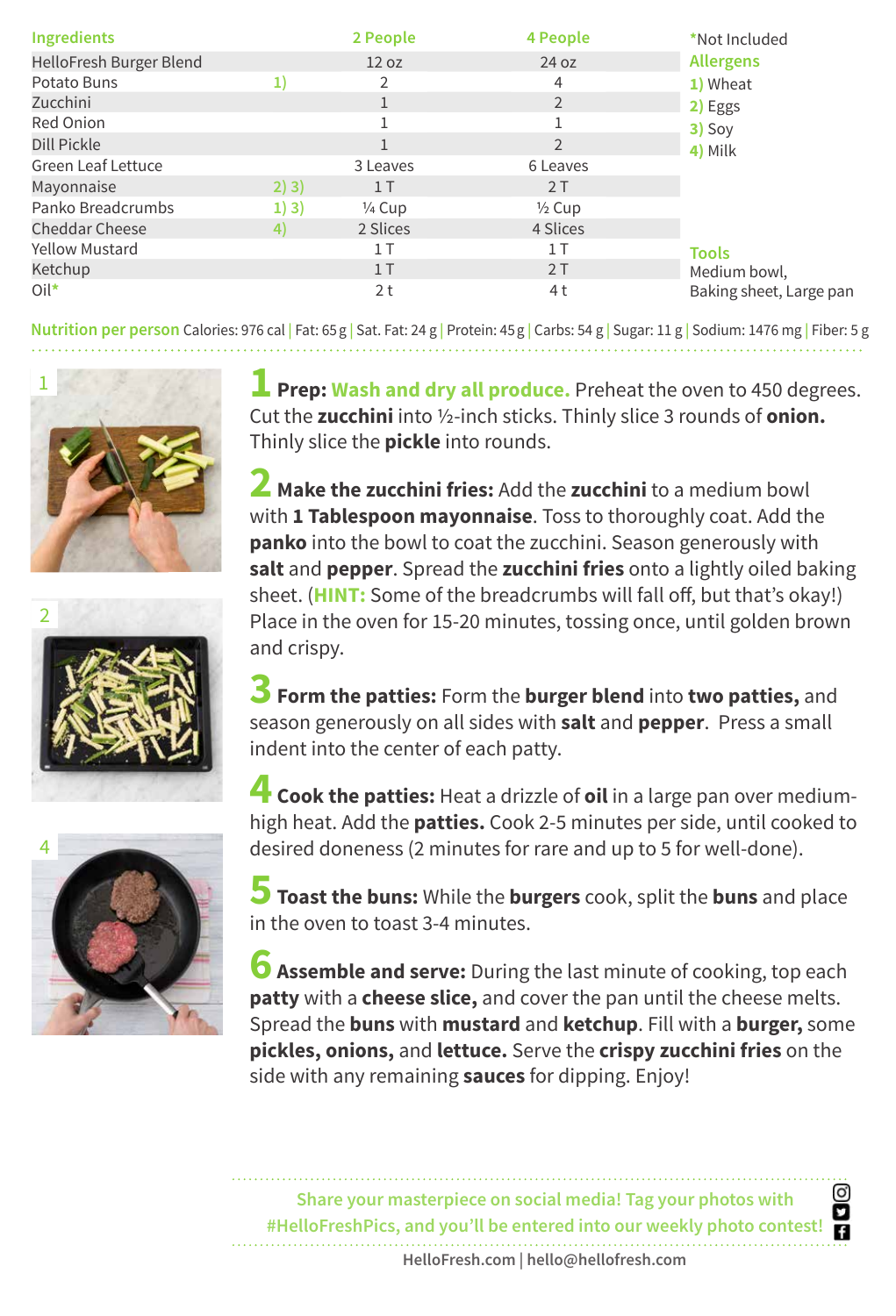| Ingredients | | 2 People | 4 People |
|---|---|---|---|
| HelloFresh Burger Blend | | 12 oz | 24 oz |
| Potato Buns | 1) | 2 | 4 |
| Zucchini | | 1 | 2 |
| Red Onion | | 1 | 1 |
| Dill Pickle | | 1 | 2 |
| Green Leaf Lettuce | | 3 Leaves | 6 Leaves |
| Mayonnaise | 2) 3) | 1 T | 2 T |
| Panko Breadcrumbs | 1) 3) | ¼ Cup | ½ Cup |
| Cheddar Cheese | 4) | 2 Slices | 4 Slices |
| Yellow Mustard | | 1 T | 1 T |
| Ketchup | | 1 T | 2 T |
| Oil* | | 2 t | 4 t |

*Not Included

**Allergens**
1) Wheat
2) Eggs
3) Soy
4) Milk

**Tools**
Medium bowl,
Baking sheet, Large pan

**Nutrition per person** Calories: 976 cal | Fat: 65 g | Sat. Fat: 24 g | Protein: 45 g | Carbs: 54 g | Sugar: 11 g | Sodium: 1476 mg | Fiber: 5 g

1

2

4

**1 Prep: Wash and dry all produce.** Preheat the oven to 450 degrees. Cut the **zucchini** into ½-inch sticks. Thinly slice 3 rounds of **onion.** Thinly slice the **pickle** into rounds.

**2 Make the zucchini fries:** Add the **zucchini** to a medium bowl with **1 Tablespoon mayonnaise**. Toss to thoroughly coat. Add the **panko** into the bowl to coat the zucchini. Season generously with **salt** and **pepper**. Spread the **zucchini fries** onto a lightly oiled baking sheet. (**HINT:** Some of the breadcrumbs will fall off, but that's okay!) Place in the oven for 15-20 minutes, tossing once, until golden brown and crispy.

**3 Form the patties:** Form the **burger blend** into **two patties,** and season generously on all sides with **salt** and **pepper**. Press a small indent into the center of each patty.

**4 Cook the patties:** Heat a drizzle of **oil** in a large pan over medium-high heat. Add the **patties.** Cook 2-5 minutes per side, until cooked to desired doneness (2 minutes for rare and up to 5 for well-done).

**5 Toast the buns:** While the **burgers** cook, split the **buns** and place in the oven to toast 3-4 minutes.

**6 Assemble and serve:** During the last minute of cooking, top each **patty** with a **cheese slice,** and cover the pan until the cheese melts. Spread the **buns** with **mustard** and **ketchup**. Fill with a **burger,** some **pickles, onions,** and **lettuce.** Serve the **crispy zucchini fries** on the side with any remaining **sauces** for dipping. Enjoy!

Share your masterpiece on social media! Tag your photos with #HelloFreshPics, and you'll be entered into our weekly photo contest!

HelloFresh.com | hello@hellofresh.com